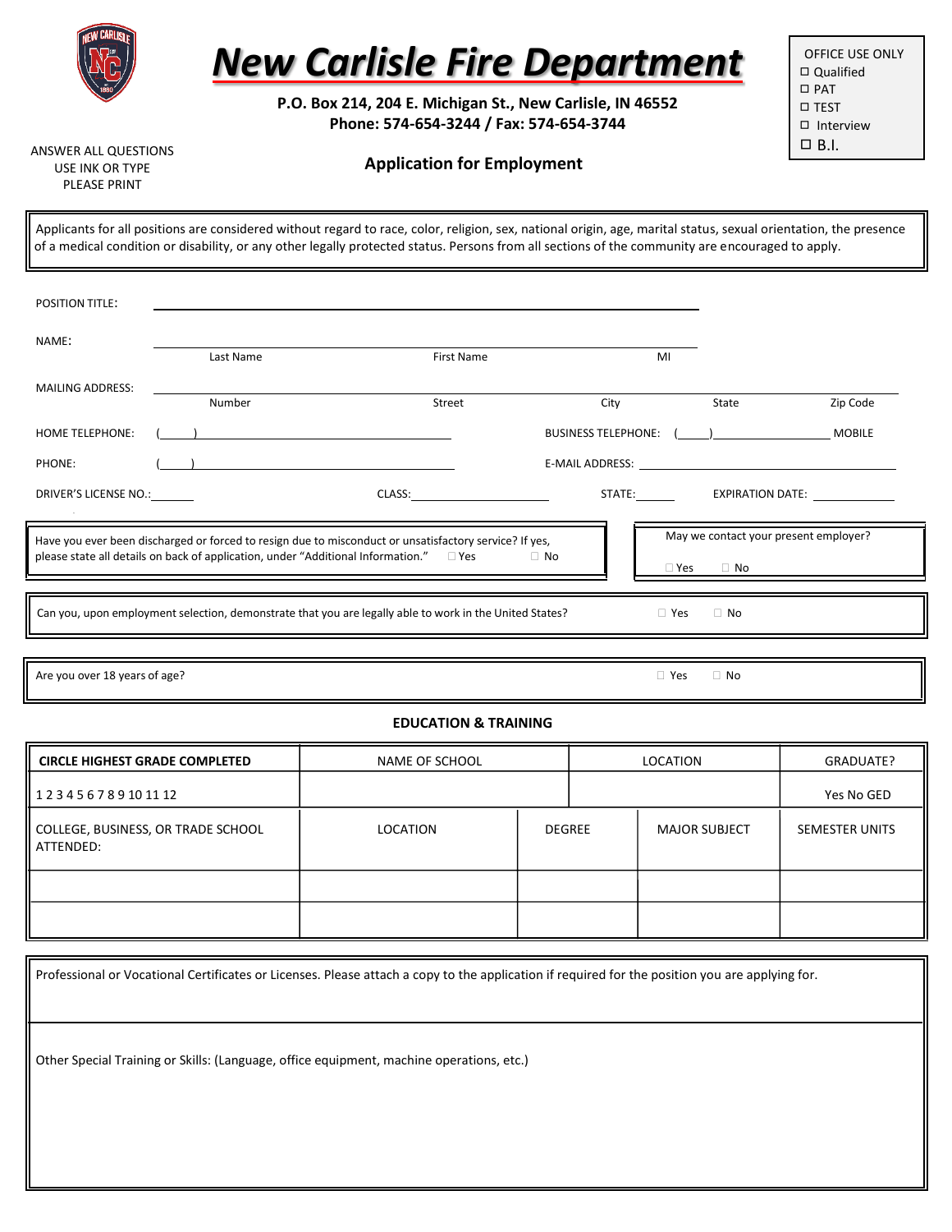# New Carlisle Fire Department

**P.O. Box 214, 204 E. Michigan St., New Carlisle, IN 46552**
**Phone: 574-654-3244 / Fax: 574-654-3744**

OFFICE USE ONLY
- ☐ Qualified
- ☐ PAT
- ☐ TEST
- ☐ Interview
- ☐ B.I.

ANSWER ALL QUESTIONS
USE INK OR TYPE
PLEASE PRINT

## Application for Employment

Applicants for all positions are considered without regard to race, color, religion, sex, national origin, age, marital status, sexual orientation, the presence of a medical condition or disability, or any other legally protected status. Persons from all sections of the community are encouraged to apply.

POSITION TITLE: ______________________________

NAME: ______________________________
Last Name | First Name | MI

MAILING ADDRESS: ______________________________
Number | Street | City | State | Zip Code

HOME TELEPHONE: ( ) ____________ BUSINESS TELEPHONE: ( ) ____________ MOBILE

PHONE: ( ) ____________ E-MAIL ADDRESS: ____________

DRIVER'S LICENSE NO.: ______ CLASS: ______ STATE: ______ EXPIRATION DATE: ______

Have you ever been discharged or forced to resign due to misconduct or unsatisfactory service? If yes, please state all details on back of application, under "Additional Information." ☐ Yes ☐ No

May we contact your present employer? ☐ Yes ☐ No

Can you, upon employment selection, demonstrate that you are legally able to work in the United States? ☐ Yes ☐ No

Are you over 18 years of age? ☐ Yes ☐ No

### EDUCATION & TRAINING

| CIRCLE HIGHEST GRADE COMPLETED | NAME OF SCHOOL | LOCATION | GRADUATE? |
|---|---|---|---|
| 1 2 3 4 5 6 7 8 9 10 11 12 | | | Yes No GED |

| COLLEGE, BUSINESS, OR TRADE SCHOOL ATTENDED: | LOCATION | DEGREE | MAJOR SUBJECT | SEMESTER UNITS |
|---|---|---|---|---|
| | | | | |
| | | | | |

Professional or Vocational Certificates or Licenses. Please attach a copy to the application if required for the position you are applying for.

Other Special Training or Skills: (Language, office equipment, machine operations, etc.)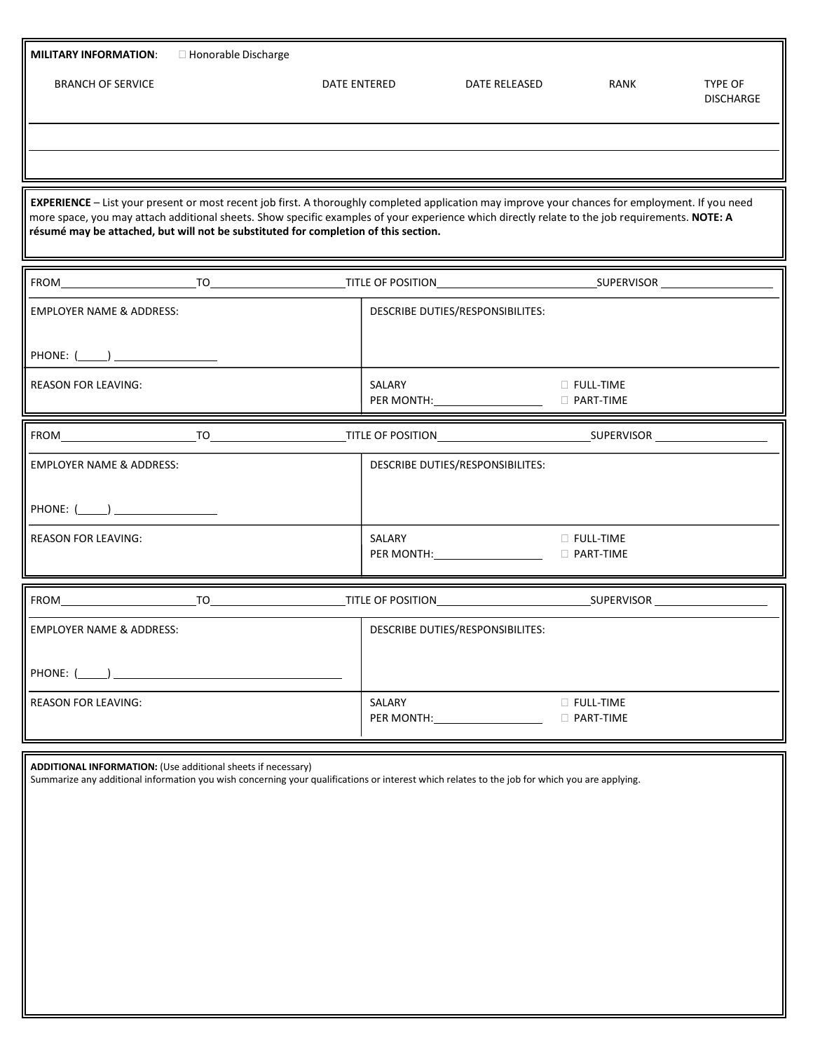**MILIТARY INFORMATION**: ☐ Honorable Discharge

| BRANCH OF SERVICE | DATE ENTERED | DATE RELEASED | RANK | TYPE OF DISCHARGE |
| --- | --- | --- | --- | --- |
| | | | | |
| | | | | |

**EXPERIENCE** – List your present or most recent job first. A thoroughly completed application may improve your chances for employment. If you need more space, you may attach additional sheets. Show specific examples of your experience which directly relate to the job requirements. **NOTE: A résumé may be attached, but will not be substituted for completion of this section.**

FROM\_\_\_\_\_\_\_\_\_\_\_\_\_\_\_\_\_\_\_\_ TO\_\_\_\_\_\_\_\_\_\_\_\_\_\_\_\_\_\_\_\_ TITLE OF POSITION\_\_\_\_\_\_\_\_\_\_\_\_\_\_\_\_\_\_\_\_ SUPERVISOR \_\_\_\_\_\_\_\_\_\_\_\_\_\_\_\_\_\_\_\_

| EMPLOYER NAME & ADDRESS:<br><br>PHONE: (\_\_\_\_\_) \_\_\_\_\_\_\_\_\_\_\_\_\_\_\_\_ | DESCRIBE DUTIES/RESPONSIBILITES: | |
| --- | --- | --- |
| REASON FOR LEAVING: | SALARY<br>PER MONTH:\_\_\_\_\_\_\_\_\_\_\_\_\_\_\_\_ | ☐ FULL-TIME<br>☐ PART-TIME |

FROM\_\_\_\_\_\_\_\_\_\_\_\_\_\_\_\_\_\_\_\_ TO\_\_\_\_\_\_\_\_\_\_\_\_\_\_\_\_\_\_\_\_ TITLE OF POSITION\_\_\_\_\_\_\_\_\_\_\_\_\_\_\_\_\_\_\_\_ SUPERVISOR \_\_\_\_\_\_\_\_\_\_\_\_\_\_\_\_\_\_\_\_

| EMPLOYER NAME & ADDRESS:<br><br>PHONE: (\_\_\_\_\_) \_\_\_\_\_\_\_\_\_\_\_\_\_\_\_\_ | DESCRIBE DUTIES/RESPONSIBILITES: | |
| --- | --- | --- |
| REASON FOR LEAVING: | SALARY<br>PER MONTH:\_\_\_\_\_\_\_\_\_\_\_\_\_\_\_\_ | ☐ FULL-TIME<br>☐ PART-TIME |

FROM\_\_\_\_\_\_\_\_\_\_\_\_\_\_\_\_\_\_\_\_ TO\_\_\_\_\_\_\_\_\_\_\_\_\_\_\_\_\_\_\_\_ TITLE OF POSITION\_\_\_\_\_\_\_\_\_\_\_\_\_\_\_\_\_\_\_\_ SUPERVISOR \_\_\_\_\_\_\_\_\_\_\_\_\_\_\_\_\_\_\_\_

| EMPLOYER NAME & ADDRESS:<br><br>PHONE: (\_\_\_\_\_) \_\_\_\_\_\_\_\_\_\_\_\_\_\_\_\_\_\_\_\_\_\_\_\_\_\_\_\_\_\_\_\_ | DESCRIBE DUTIES/RESPONSIBILITES: | |
| --- | --- | --- |
| REASON FOR LEAVING: | SALARY<br>PER MONTH:\_\_\_\_\_\_\_\_\_\_\_\_\_\_\_\_ | ☐ FULL-TIME<br>☐ PART-TIME |

**ADDITIONAL INFORMATION:** (Use additional sheets if necessary)
Summarize any additional information you wish concerning your qualifications or interest which relates to the job for which you are applying.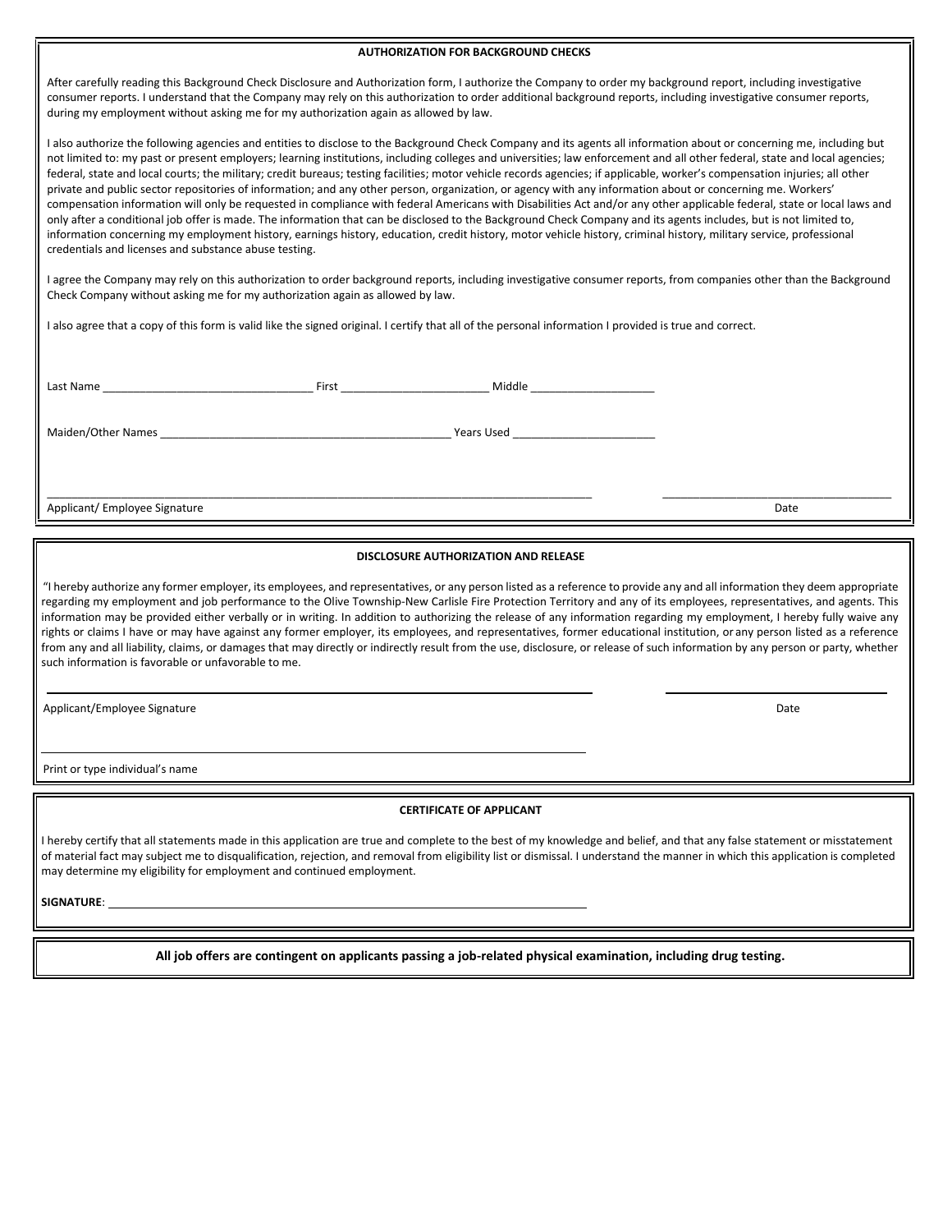## AUTHORIZATION FOR BACKGROUND CHECKS

After carefully reading this Background Check Disclosure and Authorization form, I authorize the Company to order my background report, including investigative consumer reports. I understand that the Company may rely on this authorization to order additional background reports, including investigative consumer reports, during my employment without asking me for my authorization again as allowed by law.

I also authorize the following agencies and entities to disclose to the Background Check Company and its agents all information about or concerning me, including but not limited to: my past or present employers; learning institutions, including colleges and universities; law enforcement and all other federal, state and local agencies; federal, state and local courts; the military; credit bureaus; testing facilities; motor vehicle records agencies; if applicable, worker's compensation injuries; all other private and public sector repositories of information; and any other person, organization, or agency with any information about or concerning me. Workers' compensation information will only be requested in compliance with federal Americans with Disabilities Act and/or any other applicable federal, state or local laws and only after a conditional job offer is made. The information that can be disclosed to the Background Check Company and its agents includes, but is not limited to, information concerning my employment history, earnings history, education, credit history, motor vehicle history, criminal history, military service, professional credentials and licenses and substance abuse testing.

I agree the Company may rely on this authorization to order background reports, including investigative consumer reports, from companies other than the Background Check Company without asking me for my authorization again as allowed by law.

I also agree that a copy of this form is valid like the signed original. I certify that all of the personal information I provided is true and correct.

Last Name ________________________________ First ______________________ Middle ___________________

Maiden/Other Names ____________________________________________ Years Used _____________________

______________________________________________________________ ________________________

Applicant/ Employee Signature Date

## DISCLOSURE AUTHORIZATION AND RELEASE

"I hereby authorize any former employer, its employees, and representatives, or any person listed as a reference to provide any and all information they deem appropriate regarding my employment and job performance to the Olive Township-New Carlisle Fire Protection Territory and any of its employees, representatives, and agents. This information may be provided either verbally or in writing. In addition to authorizing the release of any information regarding my employment, I hereby fully waive any rights or claims I have or may have against any former employer, its employees, and representatives, former educational institution, or any person listed as a reference from any and all liability, claims, or damages that may directly or indirectly result from the use, disclosure, or release of such information by any person or party, whether such information is favorable or unfavorable to me.

______________________________________________________________ ________________________

Applicant/Employee Signature Date

______________________________________________________________

Print or type individual's name

## CERTIFICATE OF APPLICANT

I hereby certify that all statements made in this application are true and complete to the best of my knowledge and belief, and that any false statement or misstatement of material fact may subject me to disqualification, rejection, and removal from eligibility list or dismissal. I understand the manner in which this application is completed may determine my eligibility for employment and continued employment.

**SIGNATURE**: ______________________________________________________________

**All job offers are contingent on applicants passing a job-related physical examination, including drug testing.**